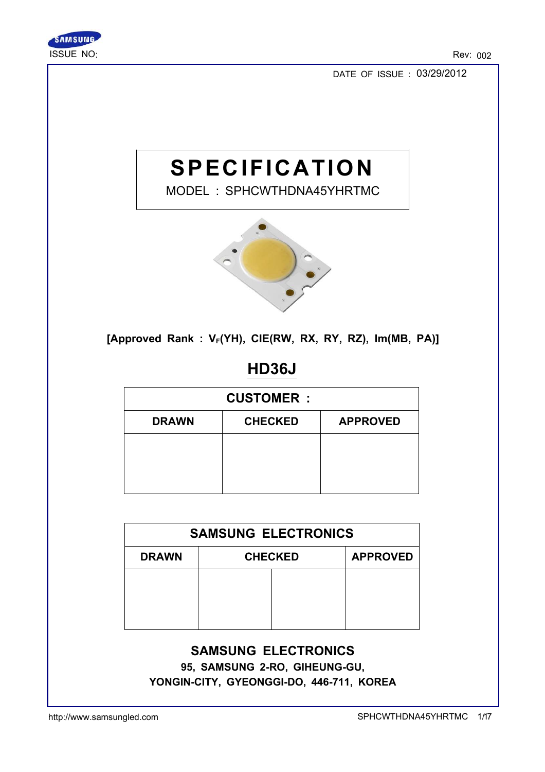ISSUE NO:

Rev: 002

DATE OF ISSUE : 03/29/2012

# SPECIFICATION

MODEL : SPHCWTHDNA45YHRTMC

**[Approved Rank : $V_F$(YH), CIE(RW, RX, RY, RZ), lm(MB, PA)]**

## HD36J

| CUSTOMER : | | |
|---|---|---|
| DRAWN | CHECKED | APPROVED |
| | | |

| SAMSUNG ELECTRONICS | | | |
|---|---|---|---|
| DRAWN | CHECKED | | APPROVED |
| | | | |

**SAMSUNG ELECTRONICS**

**95, SAMSUNG 2-RO, GIHEUNG-GU,**

**YONGIN-CITY, GYEONGGI-DO, 446-711, KOREA**

http://www.samsungled.com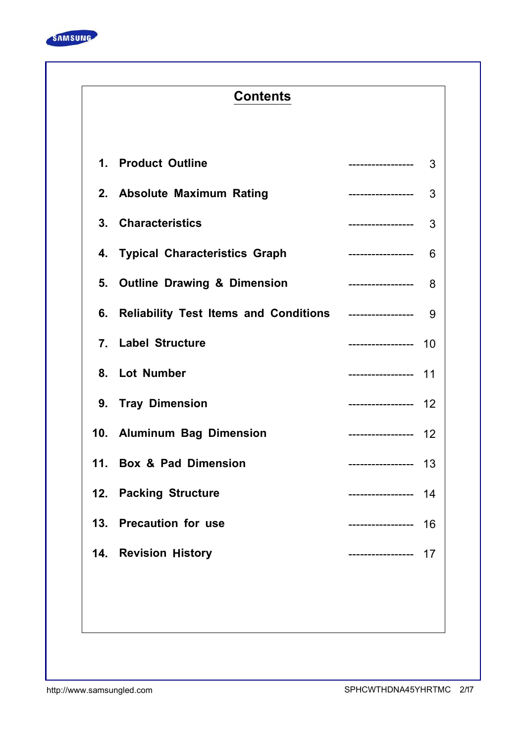# Contents

| | | | |
|---|---|---|---|
| 1. | Product Outline | ----------------- | 3 |
| 2. | Absolute Maximum Rating | ----------------- | 3 |
| 3. | Characteristics | ----------------- | 3 |
| 4. | Typical Characteristics Graph | ----------------- | 6 |
| 5. | Outline Drawing & Dimension | ----------------- | 8 |
| 6. | Reliability Test Items and Conditions | ----------------- | 9 |
| 7. | Label Structure | ----------------- | 10 |
| 8. | Lot Number | ----------------- | 11 |
| 9. | Tray Dimension | ----------------- | 12 |
| 10. | Aluminum Bag Dimension | ----------------- | 12 |
| 11. | Box & Pad Dimension | ----------------- | 13 |
| 12. | Packing Structure | ----------------- | 14 |
| 13. | Precaution for use | ----------------- | 16 |
| 14. | Revision History | ----------------- | 17 |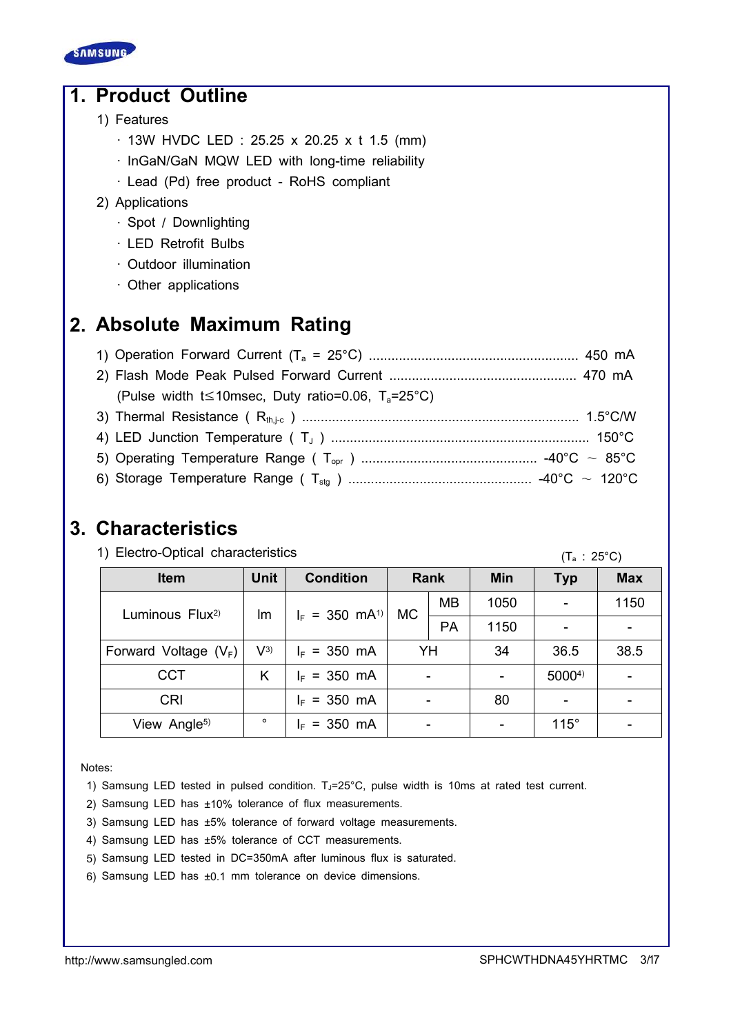# 1. Product Outline

1) Features

- · 13W HVDC LED : 25.25 x 20.25 x t 1.5 (mm)
- · InGaN/GaN MQW LED with long-time reliability
- · Lead (Pd) free product - RoHS compliant

2) Applications

- · Spot / Downlighting
- · LED Retrofit Bulbs
- · Outdoor illumination
- · Other applications

# 2. Absolute Maximum Rating

1) Operation Forward Current ($T_a$ = 25°C) ........................................................ 450 mA

2) Flash Mode Peak Pulsed Forward Current .................................................. 470 mA
   (Pulse width t≤10msec, Duty ratio=0.06, $T_a$=25°C)

3) Thermal Resistance ( $R_{th,j\text{-}c}$ ) .......................................................................... 1.5°C/W

4) LED Junction Temperature ( $T_J$ ) .................................................................... 150°C

5) Operating Temperature Range ( $T_{opr}$ ) ............................................... -40°C ~ 85°C

6) Storage Temperature Range ( $T_{stg}$ ) ................................................. -40°C ~ 120°C

# 3. Characteristics

1) Electro-Optical characteristics

($T_a$ : 25°C)

| Item | Unit | Condition | Rank | | Min | Typ | Max |
|---|---|---|---|---|---|---|---|
| Luminous Flux[2] | lm | $I_F$ = 350 mA[1] | MC | MB | 1050 | - | 1150 |
| | | | | PA | 1150 | - | - |
| Forward Voltage ($V_F$) | V[3] | $I_F$ = 350 mA | YH | | 34 | 36.5 | 38.5 |
| CCT | K | $I_F$ = 350 mA | - | | - | 5000[4] | - |
| CRI | | $I_F$ = 350 mA | - | | 80 | - | - |
| View Angle[5] | ° | $I_F$ = 350 mA | - | | - | 115° | - |

Notes:

1) Samsung LED tested in pulsed condition. $T_J$=25°C, pulse width is 10ms at rated test current.
2) Samsung LED has ±10% tolerance of flux measurements.
3) Samsung LED has ±5% tolerance of forward voltage measurements.
4) Samsung LED has ±5% tolerance of CCT measurements.
5) Samsung LED tested in DC=350mA after luminous flux is saturated.
6) Samsung LED has ±0.1 mm tolerance on device dimensions.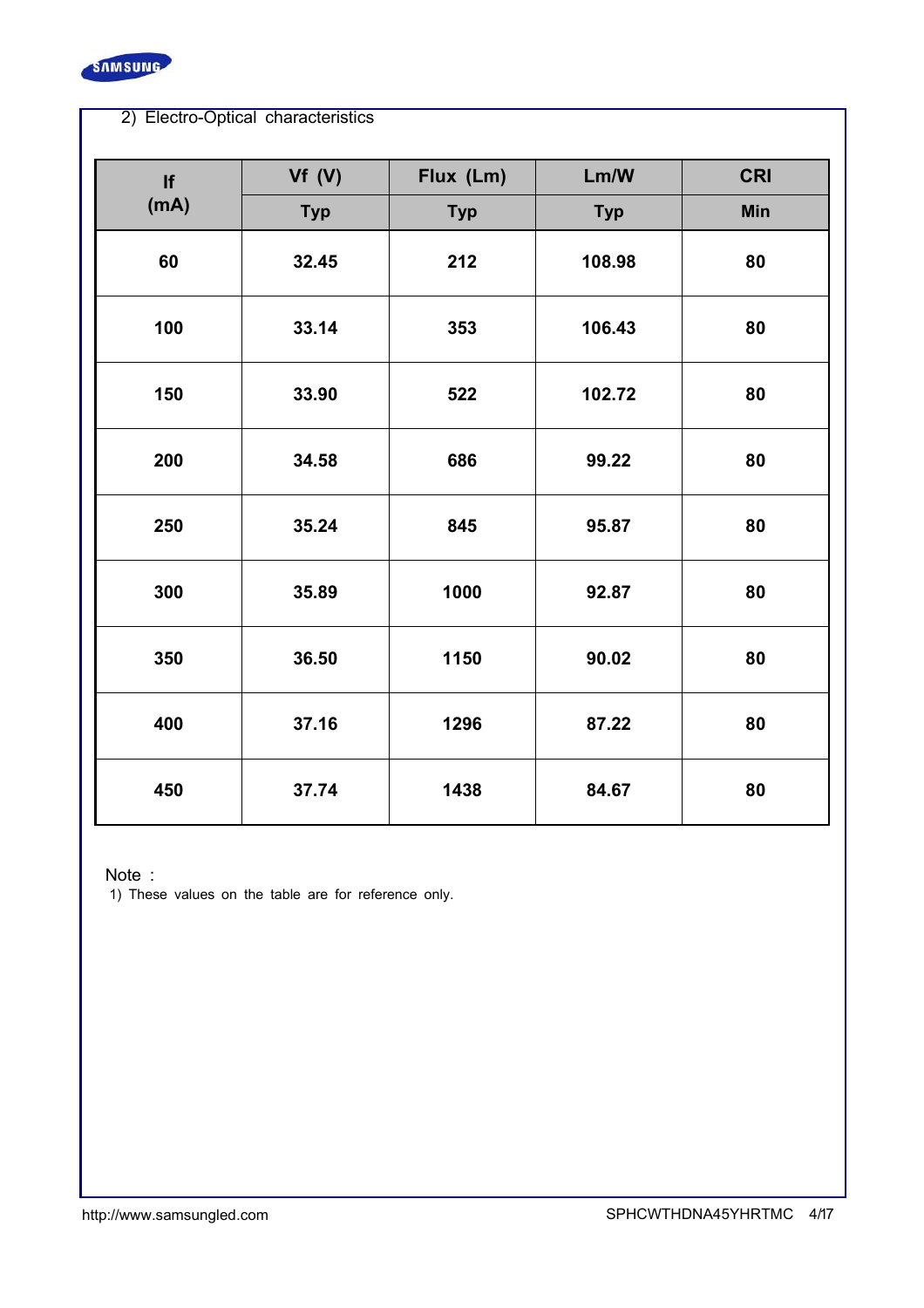2) Electro-Optical characteristics

| If (mA) | Vf (V) | Flux (Lm) | Lm/W | CRI |
|---|---|---|---|---|
| | Typ | Typ | Typ | Min |
| 60 | 32.45 | 212 | 108.98 | 80 |
| 100 | 33.14 | 353 | 106.43 | 80 |
| 150 | 33.90 | 522 | 102.72 | 80 |
| 200 | 34.58 | 686 | 99.22 | 80 |
| 250 | 35.24 | 845 | 95.87 | 80 |
| 300 | 35.89 | 1000 | 92.87 | 80 |
| 350 | 36.50 | 1150 | 90.02 | 80 |
| 400 | 37.16 | 1296 | 87.22 | 80 |
| 450 | 37.74 | 1438 | 84.67 | 80 |

Note :

1) These values on the table are for reference only.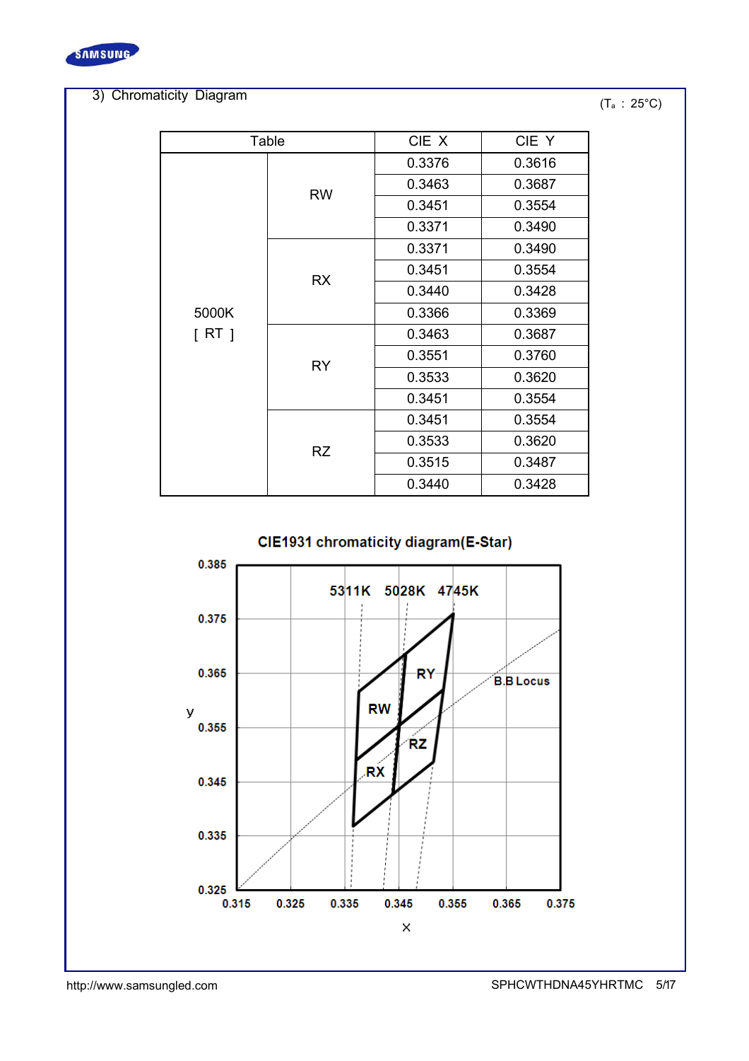## 3) Chromaticity Diagram

($T_a$ : 25°C)

| Table | | CIE X | CIE Y |
|---|---|---|---|
| 5000K [ RT ] | RW | 0.3376 | 0.3616 |
| | | 0.3463 | 0.3687 |
| | | 0.3451 | 0.3554 |
| | | 0.3371 | 0.3490 |
| | RX | 0.3371 | 0.3490 |
| | | 0.3451 | 0.3554 |
| | | 0.3440 | 0.3428 |
| | | 0.3366 | 0.3369 |
| | RY | 0.3463 | 0.3687 |
| | | 0.3551 | 0.3760 |
| | | 0.3533 | 0.3620 |
| | | 0.3451 | 0.3554 |
| | RZ | 0.3451 | 0.3554 |
| | | 0.3533 | 0.3620 |
| | | 0.3515 | 0.3487 |
| | | 0.3440 | 0.3428 |

**CIE1931 chromaticity diagram(E-Star)**

[Chart: y axis 0.325–0.385, x axis 0.315–0.375; regions RW, RX, RY, RZ; isotherm lines 5311K, 5028K, 4745K; B.B Locus]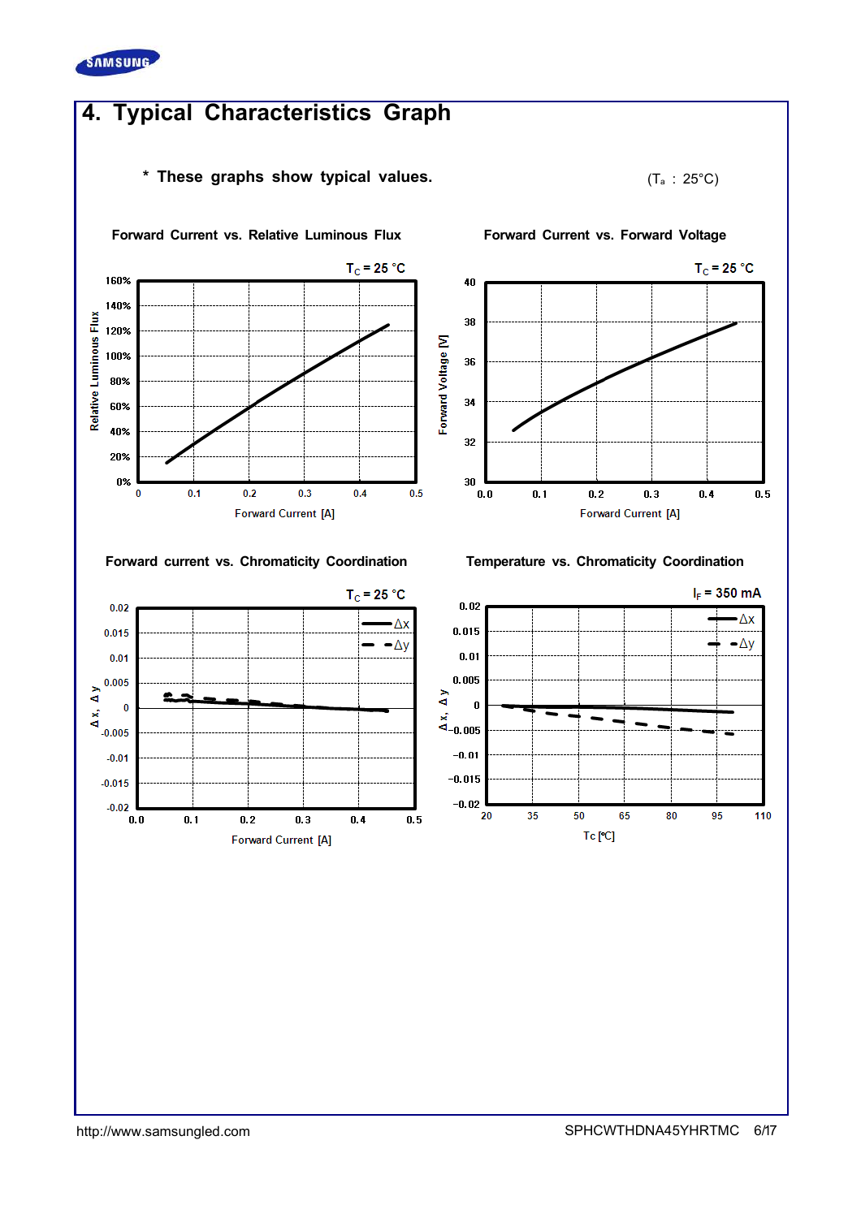# 4. Typical Characteristics Graph

\* These graphs show typical values. ($T_a$ : 25°C)

**Forward Current vs. Relative Luminous Flux**

$T_C$ = 25 °C

Relative Luminous Flux: 0%, 20%, 40%, 60%, 80%, 100%, 120%, 140%, 160%

Forward Current [A]: 0, 0.1, 0.2, 0.3, 0.4, 0.5

**Forward Current vs. Forward Voltage**

$T_C$ = 25 °C

Forward Voltage [V]: 30, 32, 34, 36, 38, 40

Forward Current [A]: 0.0, 0.1, 0.2, 0.3, 0.4, 0.5

**Forward current vs. Chromaticity Coordination**

$T_C$ = 25 °C

Δx, Δy: -0.02, -0.015, -0.01, -0.005, 0, 0.005, 0.01, 0.015, 0.02

Forward Current [A]: 0.0, 0.1, 0.2, 0.3, 0.4, 0.5

Legend: Δx, Δy

**Temperature vs. Chromaticity Coordination**

$I_F$ = 350 mA

Δx, Δy: -0.02, -0.015, -0.01, -0.005, 0, 0.005, 0.01, 0.015, 0.02

Tc [ºC]: 20, 35, 50, 65, 80, 95, 110

Legend: Δx, Δy

http://www.samsungled.com SPHCWTHDNA45YHRTMC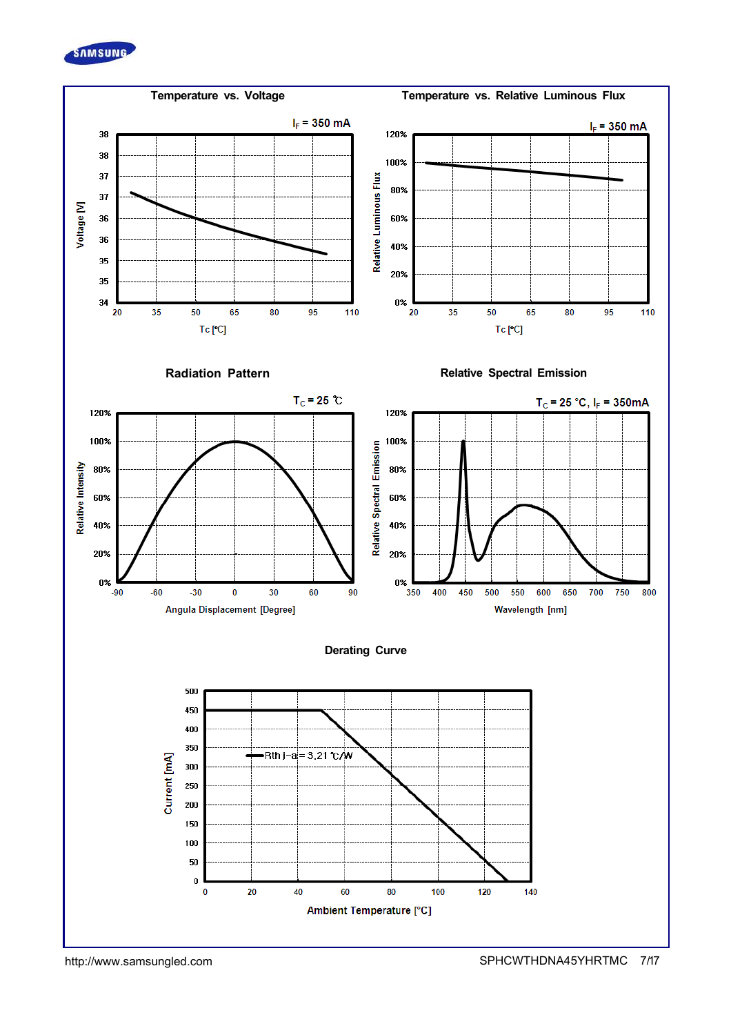### Temperature vs. Voltage

$I_F$ = 350 mA

Voltage [V]: 34, 35, 35, 36, 36, 37, 37, 38, 38

Tc [℃]: 20, 35, 50, 65, 80, 95, 110

### Temperature vs. Relative Luminous Flux

$I_F$ = 350 mA

Relative Luminous Flux: 0%, 20%, 40%, 60%, 80%, 100%, 120%

Tc [℃]: 20, 35, 50, 65, 80, 95, 110

### Radiation Pattern

$T_C$ = 25 ℃

Relative Intensity: 0%, 20%, 40%, 60%, 80%, 100%, 120%

Angula Displacement [Degree]: -90, -60, -30, 0, 30, 60, 90

### Relative Spectral Emission

$T_C$ = 25 °C, $I_F$ = 350mA

Relative Spectral Emission: 0%, 20%, 40%, 60%, 80%, 100%, 120%

Wavelength [nm]: 350, 400, 450, 500, 550, 600, 650, 700, 750, 800

### Derating Curve

Rth j-a = 3.21 ℃/W

Current [mA]: 0, 50, 100, 150, 200, 250, 300, 350, 400, 450, 500

Ambient Temperature [°C]: 0, 20, 40, 60, 80, 100, 120, 140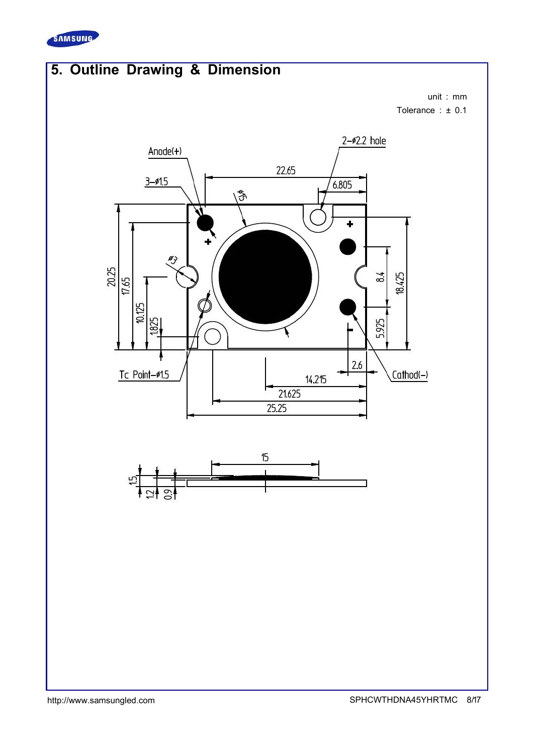## 5. Outline Drawing & Dimension

unit : mm

Tolerance : ± 0.1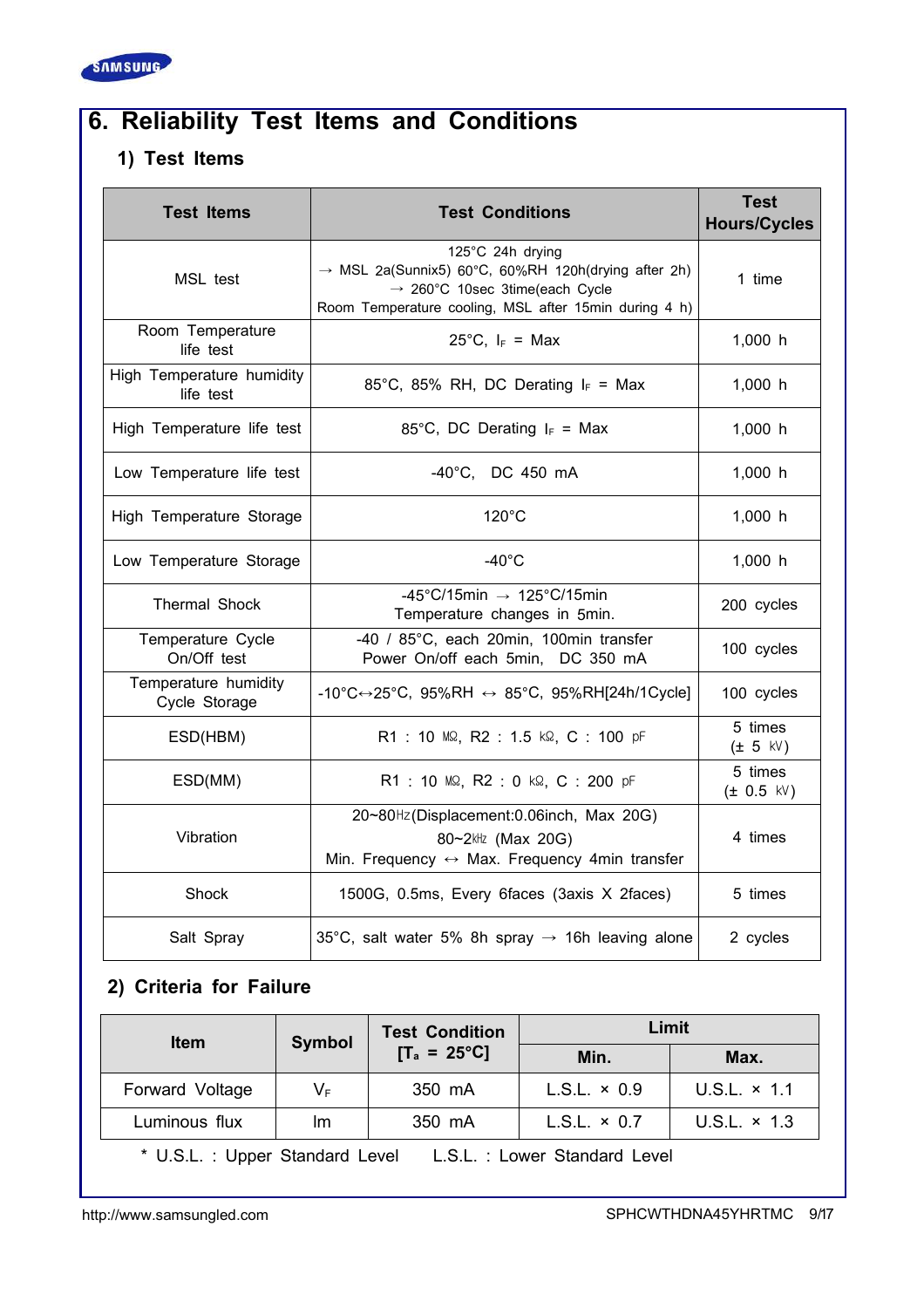# 6. Reliability Test Items and Conditions

## 1) Test Items

| Test Items | Test Conditions | Test Hours/Cycles |
|---|---|---|
| MSL test | 125°C 24h drying → MSL 2a(Sunnix5) 60°C, 60%RH 120h(drying after 2h) → 260°C 10sec 3time(each Cycle Room Temperature cooling, MSL after 15min during 4 h) | 1 time |
| Room Temperature life test | 25°C, $I_F$ = Max | 1,000 h |
| High Temperature humidity life test | 85°C, 85% RH, DC Derating $I_F$ = Max | 1,000 h |
| High Temperature life test | 85°C, DC Derating $I_F$ = Max | 1,000 h |
| Low Temperature life test | -40°C, DC 450 mA | 1,000 h |
| High Temperature Storage | 120°C | 1,000 h |
| Low Temperature Storage | -40°C | 1,000 h |
| Thermal Shock | -45°C/15min → 125°C/15min Temperature changes in 5min. | 200 cycles |
| Temperature Cycle On/Off test | -40 / 85°C, each 20min, 100min transfer Power On/off each 5min, DC 350 mA | 100 cycles |
| Temperature humidity Cycle Storage | -10°C↔25°C, 95%RH ↔ 85°C, 95%RH[24h/1Cycle] | 100 cycles |
| ESD(HBM) | R1 : 10 MΩ, R2 : 1.5 kΩ, C : 100 pF | 5 times (± 5 kV) |
| ESD(MM) | R1 : 10 MΩ, R2 : 0 kΩ, C : 200 pF | 5 times (± 0.5 kV) |
| Vibration | 20~80Hz(Displacement:0.06inch, Max 20G) 80~2kHz (Max 20G) Min. Frequency ↔ Max. Frequency 4min transfer | 4 times |
| Shock | 1500G, 0.5ms, Every 6faces (3axis X 2faces) | 5 times |
| Salt Spray | 35°C, salt water 5% 8h spray → 16h leaving alone | 2 cycles |

## 2) Criteria for Failure

| Item | Symbol | Test Condition [$T_a$ = 25°C] | Limit | |
|---|---|---|---|---|
| | | | Min. | Max. |
| Forward Voltage | $V_F$ | 350 mA | L.S.L. × 0.9 | U.S.L. × 1.1 |
| Luminous flux | lm | 350 mA | L.S.L. × 0.7 | U.S.L. × 1.3 |

* U.S.L. : Upper Standard Level  L.S.L. : Lower Standard Level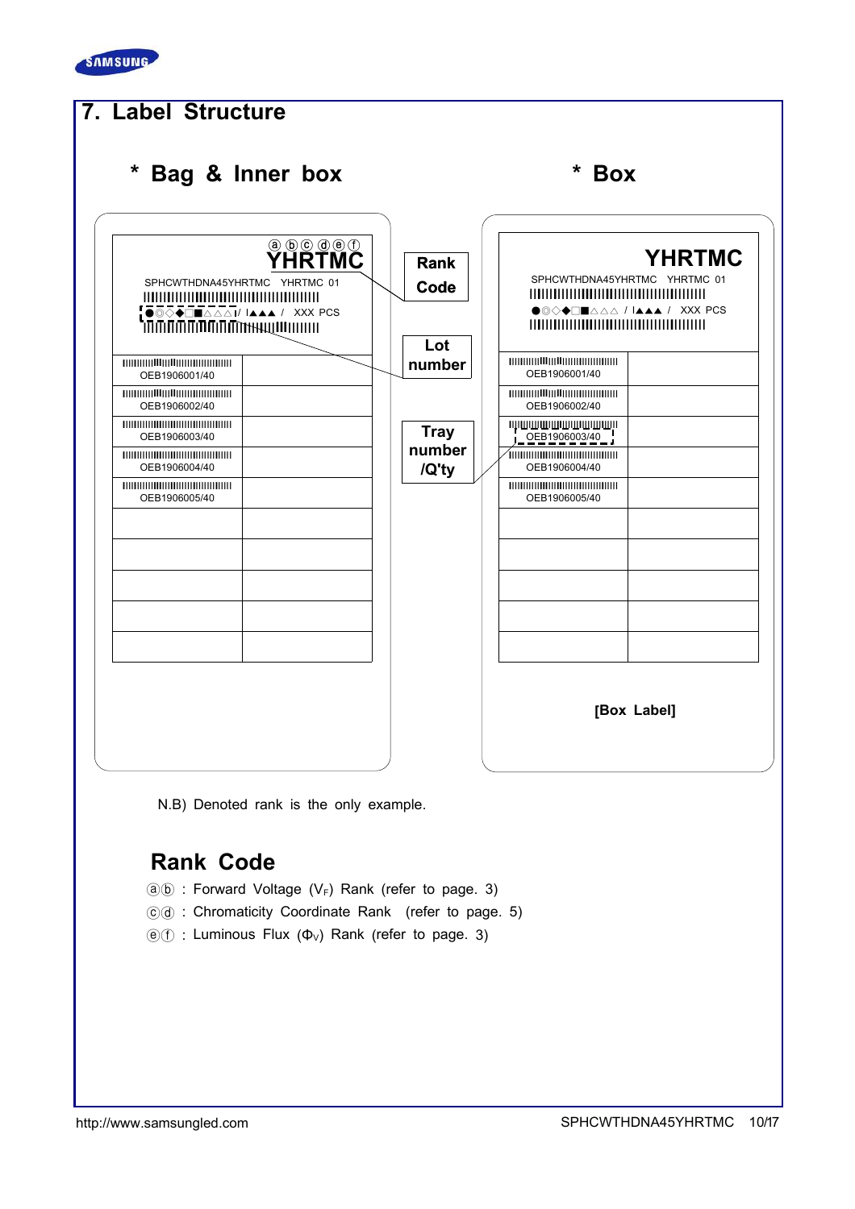## 7. Label Structure

### * Bag & Inner box

ⓐ ⓑ ⓒ ⓓ ⓔ ⓕ
**YHRTMC**

SPHCWTHDNA45YHRTMC YHRTMC 01

●◎◇◆□■△△△/ I▲▲▲ / XXX PCS

| | |
|---|---|
| OEB1906001/40 | |
| OEB1906002/40 | |
| OEB1906003/40 | |
| OEB1906004/40 | |
| OEB1906005/40 | |
| | |
| | |
| | |
| | |
| | |

**Rank Code**

**Lot number**

**Tray number /Q'ty**

### * Box

**YHRTMC**

SPHCWTHDNA45YHRTMC YHRTMC 01

●◎◇◆□■△△△ / I▲▲▲ / XXX PCS

| | |
|---|---|
| OEB1906001/40 | |
| OEB1906002/40 | |
| OEB1906003/40 | |
| OEB1906004/40 | |
| OEB1906005/40 | |
| | |
| | |
| | |
| | |
| | |

**[Box Label]**

N.B) Denoted rank is the only example.

## Rank Code

ⓐⓑ : Forward Voltage ($V_F$) Rank (refer to page. 3)

ⓒⓓ : Chromaticity Coordinate Rank (refer to page. 5)

ⓔⓕ : Luminous Flux ($\Phi_V$) Rank (refer to page. 3)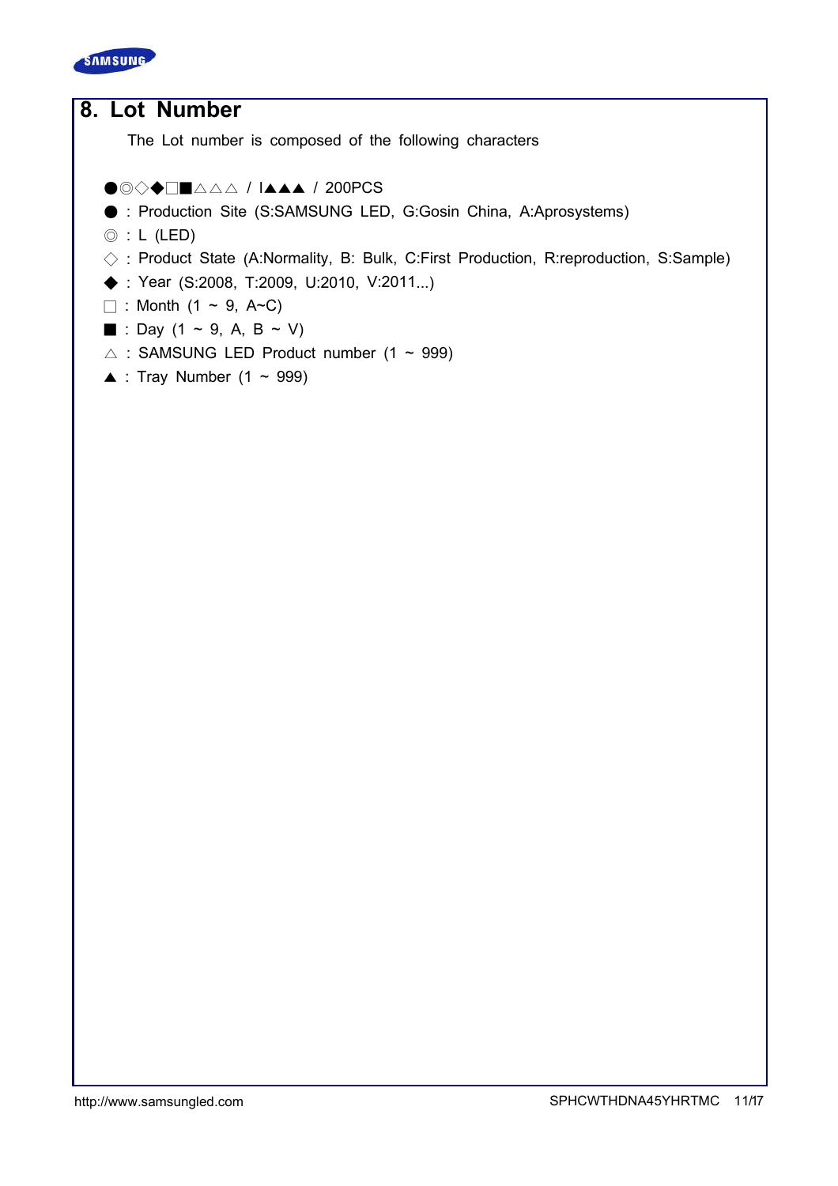## 8. Lot Number

The Lot number is composed of the following characters

●◎◇◆□■△△△ / I▲▲▲ / 200PCS

● : Production Site (S:SAMSUNG LED, G:Gosin China, A:Aprosystems)

◎ : L (LED)

◇ : Product State (A:Normality, B: Bulk, C:First Production, R:reproduction, S:Sample)

◆ : Year (S:2008, T:2009, U:2010, V:2011...)

□ : Month (1 ~ 9, A~C)

■ : Day (1 ~ 9, A, B ~ V)

△ : SAMSUNG LED Product number (1 ~ 999)

▲ : Tray Number (1 ~ 999)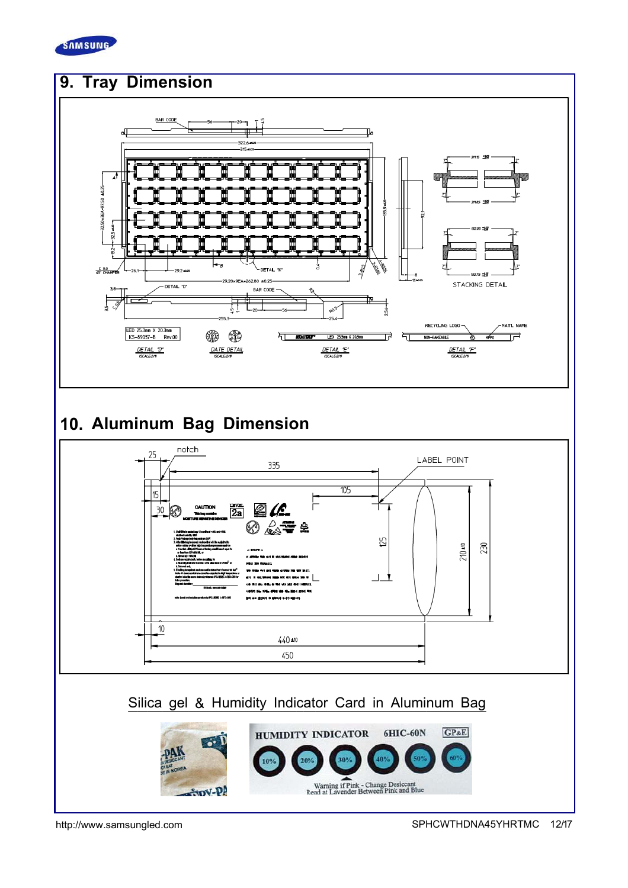## 9. Tray Dimension

## 10. Aluminum Bag Dimension

Silica gel & Humidity Indicator Card in Aluminum Bag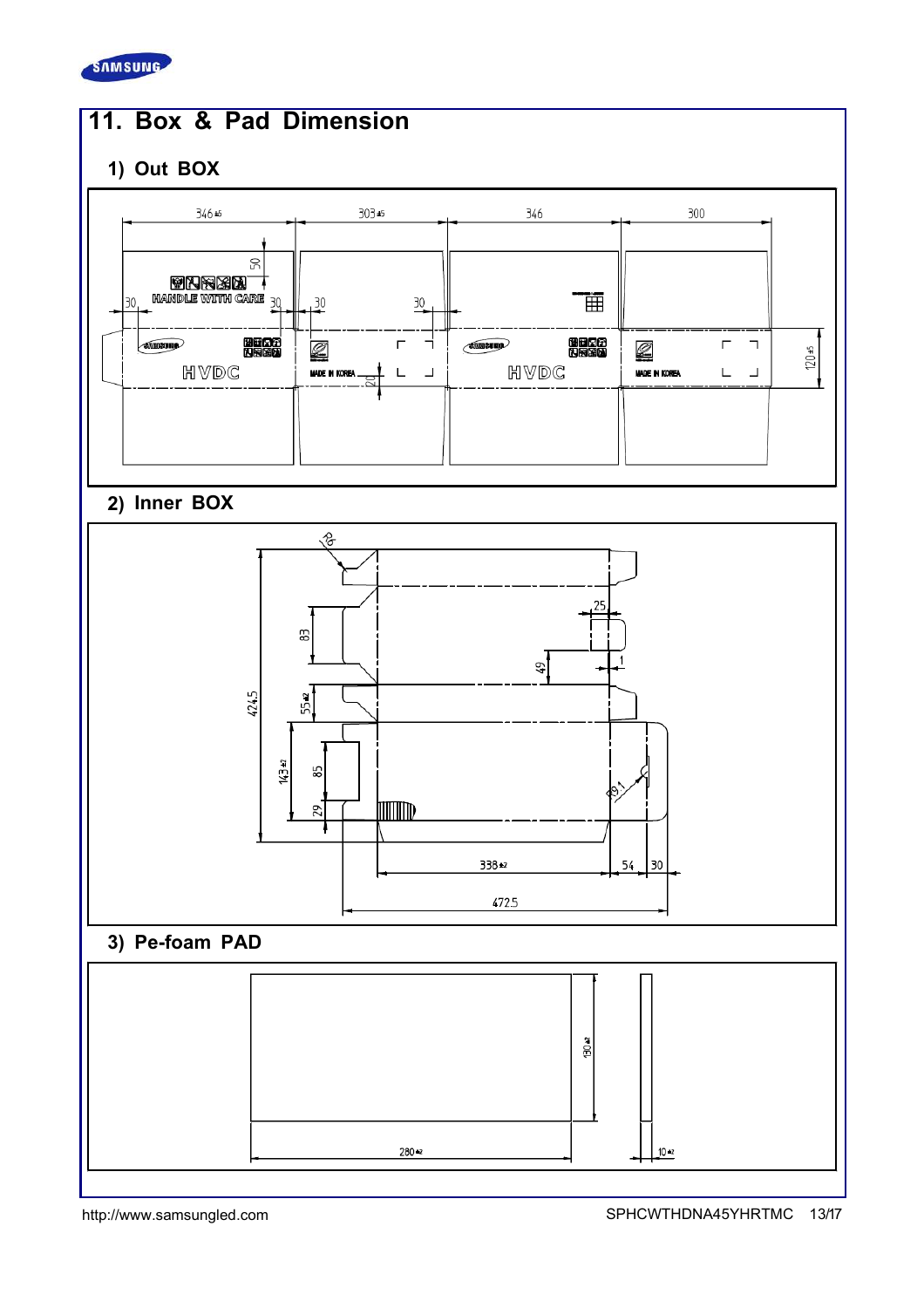# 11. Box & Pad Dimension

## 1) Out BOX

## 2) Inner BOX

## 3) Pe-foam PAD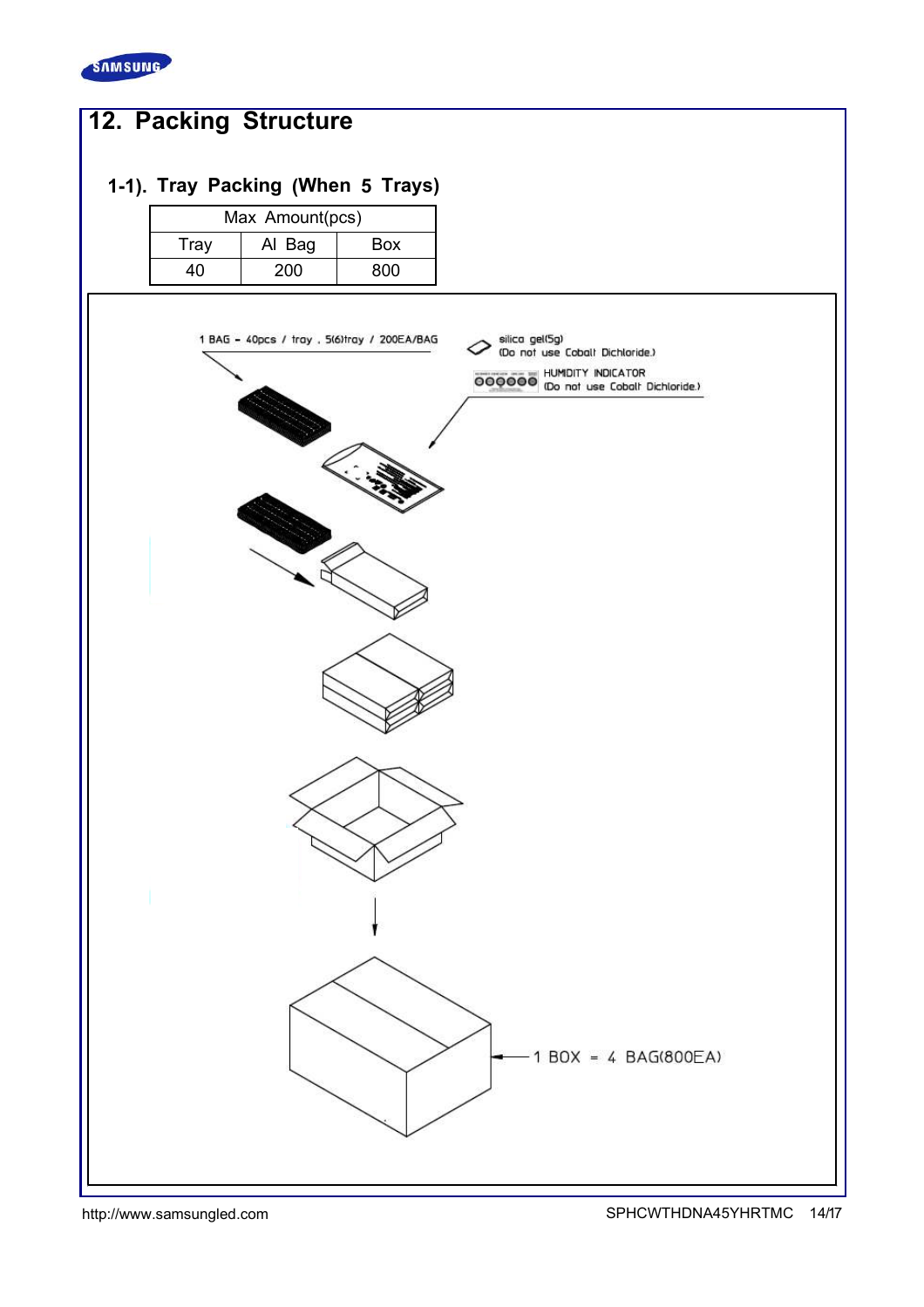## 12. Packing Structure

### 1-1). Tray Packing (When 5 Trays)

| Max Amount(pcs) | | |
|---|---|---|
| Tray | Al Bag | Box |
| 40 | 200 | 800 |

1 BAG - 40pcs / tray , 5(6)tray / 200EA/BAG

silica gel(5g)
(Do not use Cobalt Dichloride.)

HUMIDITY INDICATOR
(Do not use Cobalt Dichloride.)

1 BOX = 4 BAG(800EA)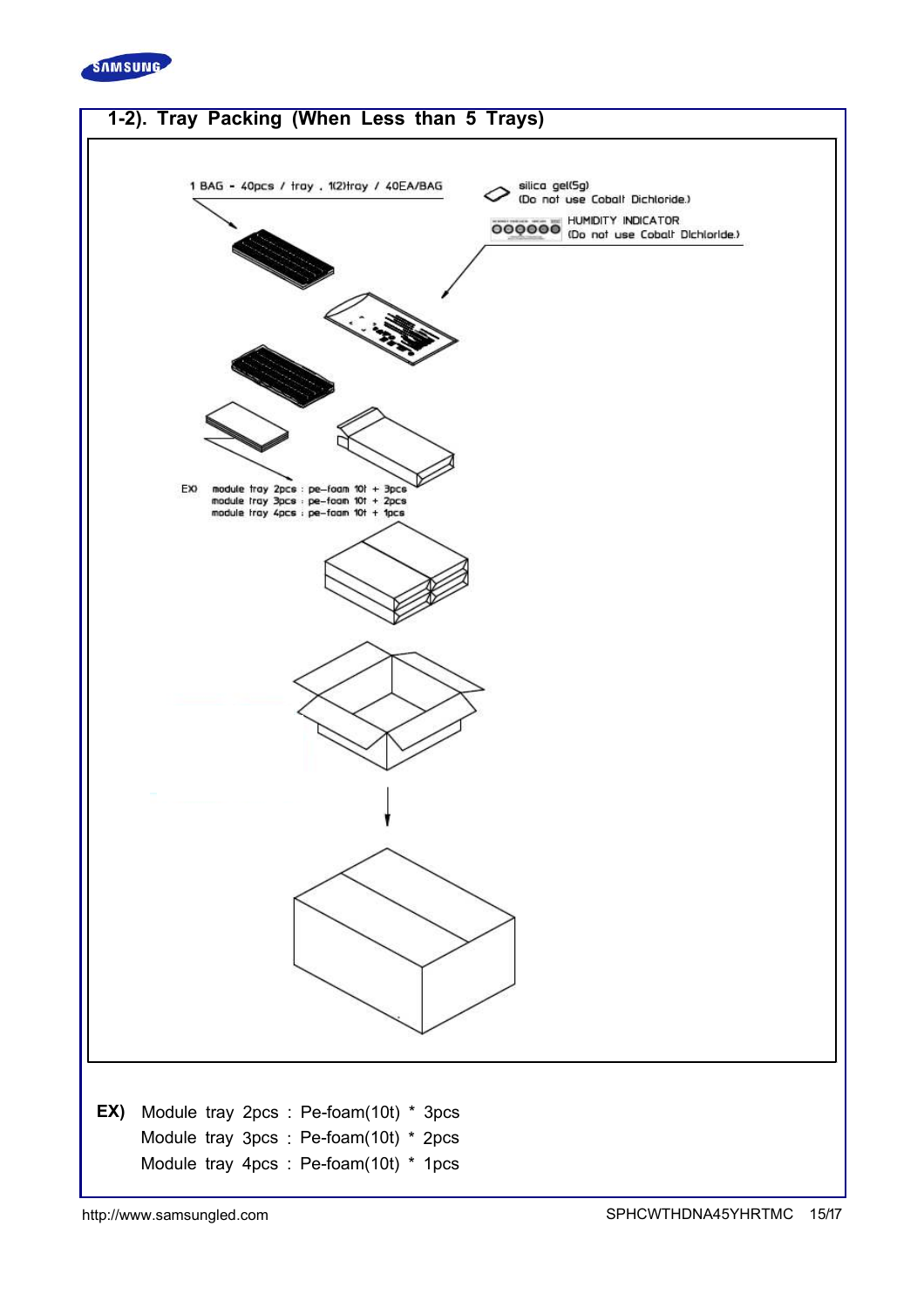## 1-2). Tray Packing (When Less than 5 Trays)

1 BAG - 40pcs / tray , 1(2)tray / 40EA/BAG

silica gel(5g)
(Do not use Cobalt Dichloride.)

HUMIDITY INDICATOR
(Do not use Cobalt Dichloride.)

EX) module tray 2pcs : pe-foam 10t + 3pcs
module tray 3pcs : pe-foam 10t + 2pcs
module tray 4pcs : pe-foam 10t + 1pcs

**EX)** Module tray 2pcs : Pe-foam(10t) * 3pcs
Module tray 3pcs : Pe-foam(10t) * 2pcs
Module tray 4pcs : Pe-foam(10t) * 1pcs

http://www.samsungled.com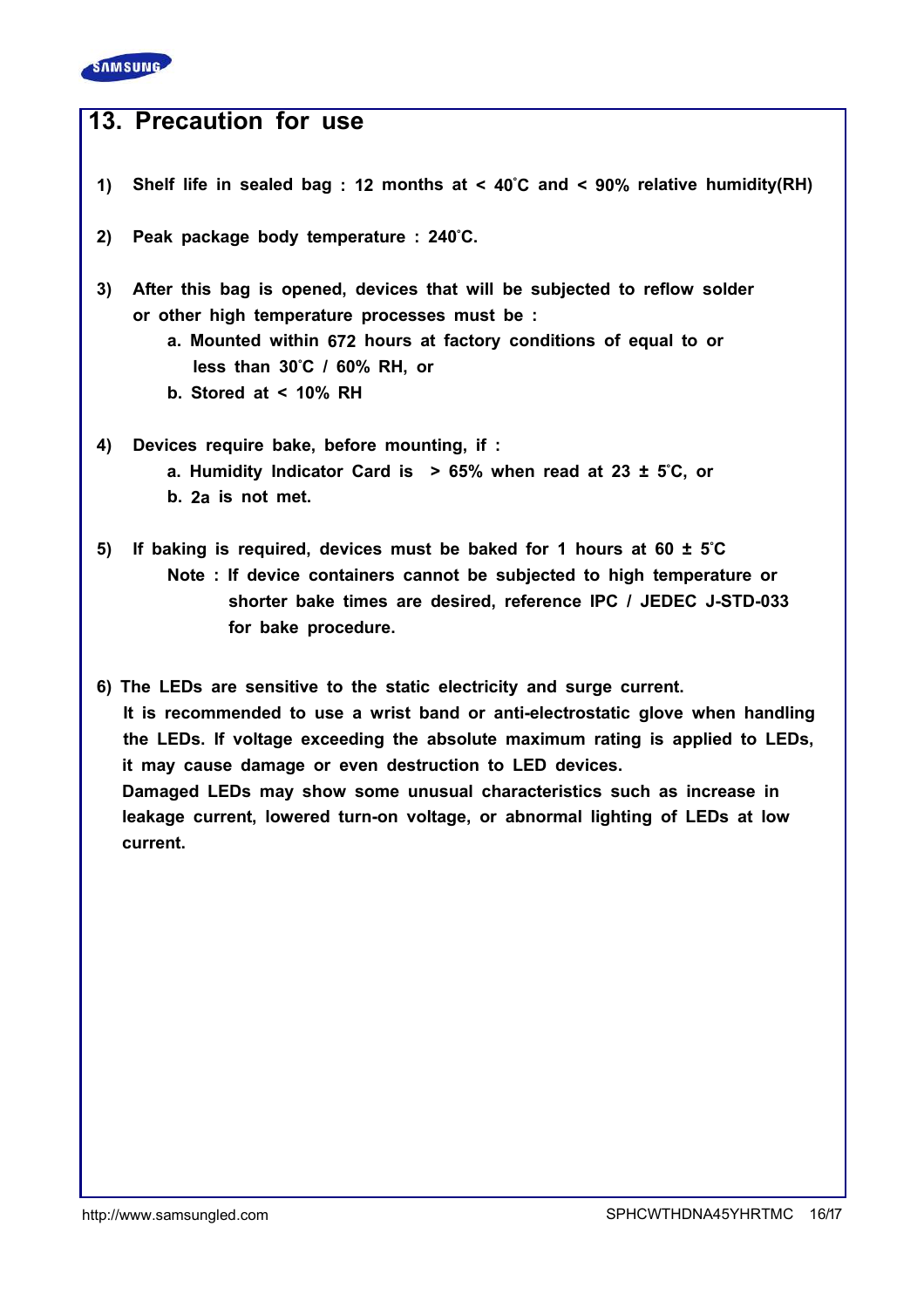## 13. Precaution for use

1) Shelf life in sealed bag : 12 months at < 40˚C and < 90% relative humidity(RH)

2) Peak package body temperature : 240˚C.

3) After this bag is opened, devices that will be subjected to reflow solder or other high temperature processes must be :
   - a. Mounted within 672 hours at factory conditions of equal to or less than 30˚C / 60% RH, or
   - b. Stored at < 10% RH

4) Devices require bake, before mounting, if :
   - a. Humidity Indicator Card is > 65% when read at 23 ± 5˚C, or
   - b. 2a is not met.

5) If baking is required, devices must be baked for 1 hours at 60 ± 5˚C

   Note : If device containers cannot be subjected to high temperature or shorter bake times are desired, reference IPC / JEDEC J-STD-033 for bake procedure.

6) The LEDs are sensitive to the static electricity and surge current.

   It is recommended to use a wrist band or anti-electrostatic glove when handling the LEDs. If voltage exceeding the absolute maximum rating is applied to LEDs, it may cause damage or even destruction to LED devices.

   Damaged LEDs may show some unusual characteristics such as increase in leakage current, lowered turn-on voltage, or abnormal lighting of LEDs at low current.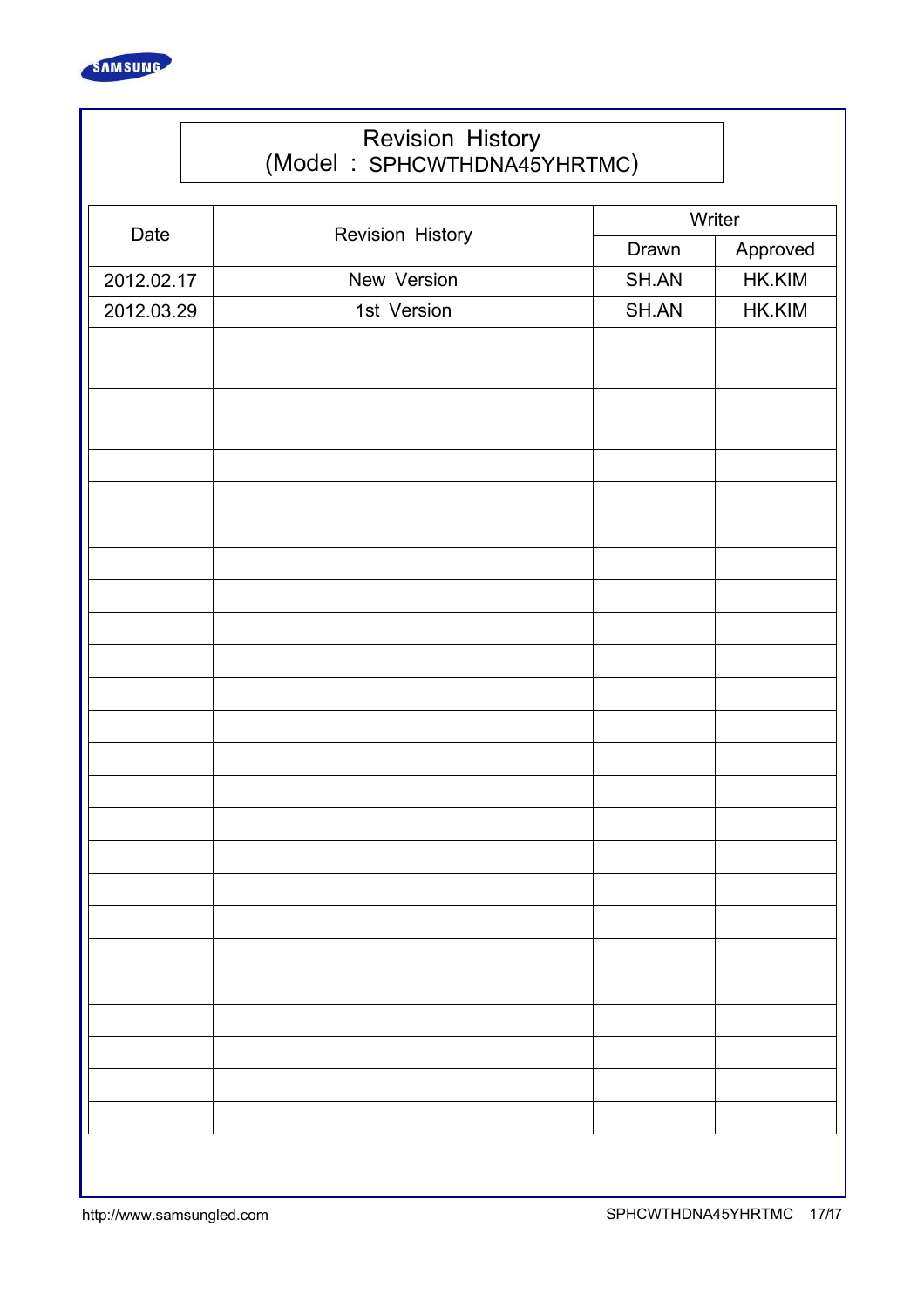# Revision History
## (Model : SPHCWTHDNA45YHRTMC)

| Date | Revision History | Writer | |
|---|---|---|---|
| | | Drawn | Approved |
| 2012.02.17 | New Version | SH.AN | HK.KIM |
| 2012.03.29 | 1st Version | SH.AN | HK.KIM |
| | | | |
| | | | |
| | | | |
| | | | |
| | | | |
| | | | |
| | | | |
| | | | |
| | | | |
| | | | |
| | | | |
| | | | |
| | | | |
| | | | |
| | | | |
| | | | |
| | | | |
| | | | |
| | | | |
| | | | |
| | | | |
| | | | |
| | | | |
| | | | |
| | | | |